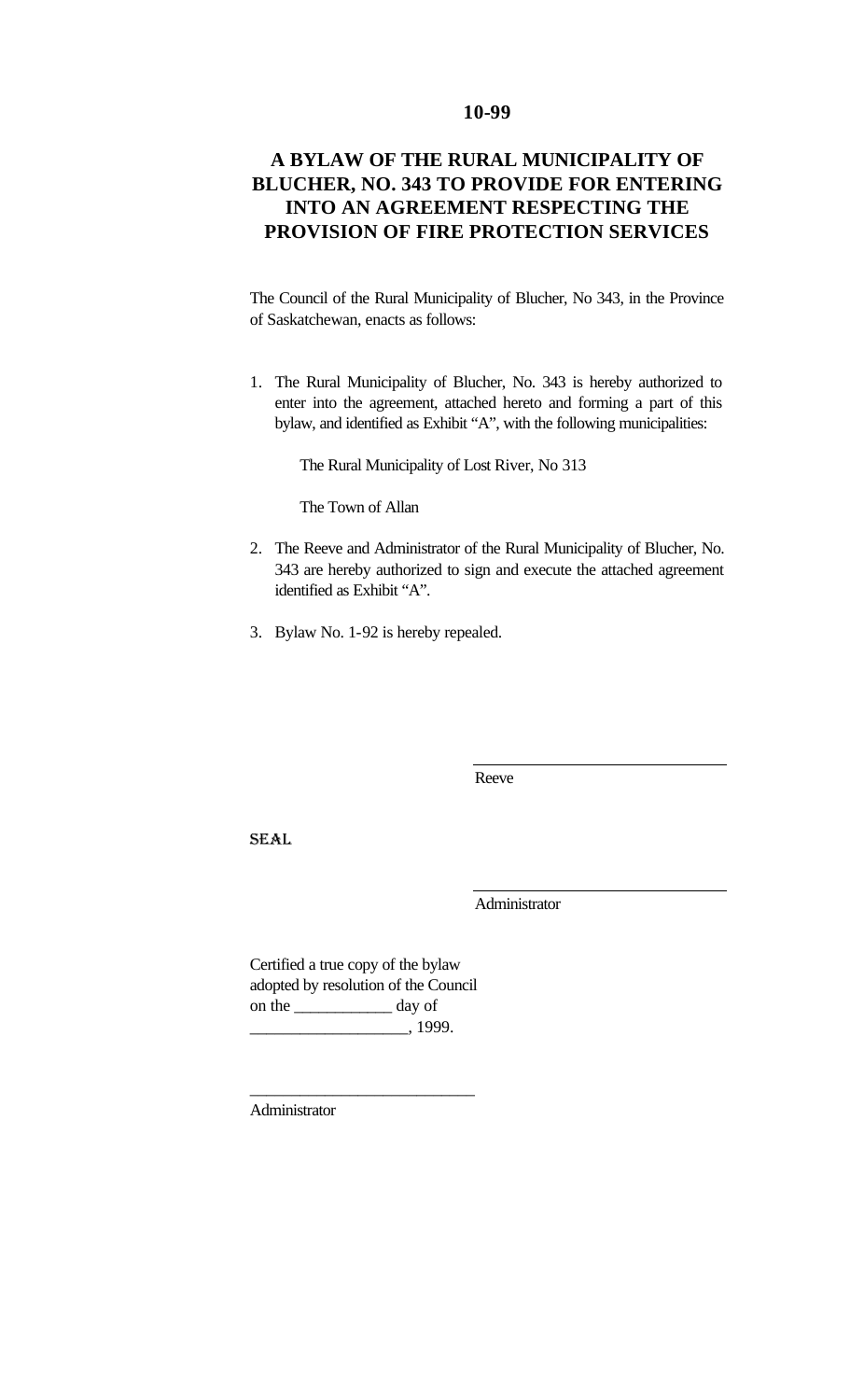**10-99**

# A BYLAW OF THE RURAL MUNICIPALITY OF BLUCHER, NO. 343 TO PROVIDE FOR ENTERING INTO AN AGREEMENT RESPECTING THE PROVISION OF FIRE PROTECTION SERVICES

The Council of the Rural Municipality of Blucher, No 343, in the Province of Saskatchewan, enacts as follows:

1. The Rural Municipality of Blucher, No. 343 is hereby authorized to enter into the agreement, attached hereto and forming a part of this bylaw, and identified as Exhibit "A", with the following municipalities:

   The Rural Municipality of Lost River, No 313

   The Town of Allan

2. The Reeve and Administrator of the Rural Municipality of Blucher, No. 343 are hereby authorized to sign and execute the attached agreement identified as Exhibit "A".

3. Bylaw No. 1-92 is hereby repealed.

\_\_\_\_\_\_\_\_\_\_\_\_\_\_\_\_\_\_\_\_\_\_\_\_\_\_\_\_
Reeve

SEAL

\_\_\_\_\_\_\_\_\_\_\_\_\_\_\_\_\_\_\_\_\_\_\_\_\_\_\_\_
Administrator

Certified a true copy of the bylaw adopted by resolution of the Council on the \_\_\_\_\_\_\_\_\_\_\_\_ day of \_\_\_\_\_\_\_\_\_\_\_\_\_\_\_\_\_\_\_, 1999.

\_\_\_\_\_\_\_\_\_\_\_\_\_\_\_\_\_\_\_\_\_\_\_\_\_\_\_\_
Administrator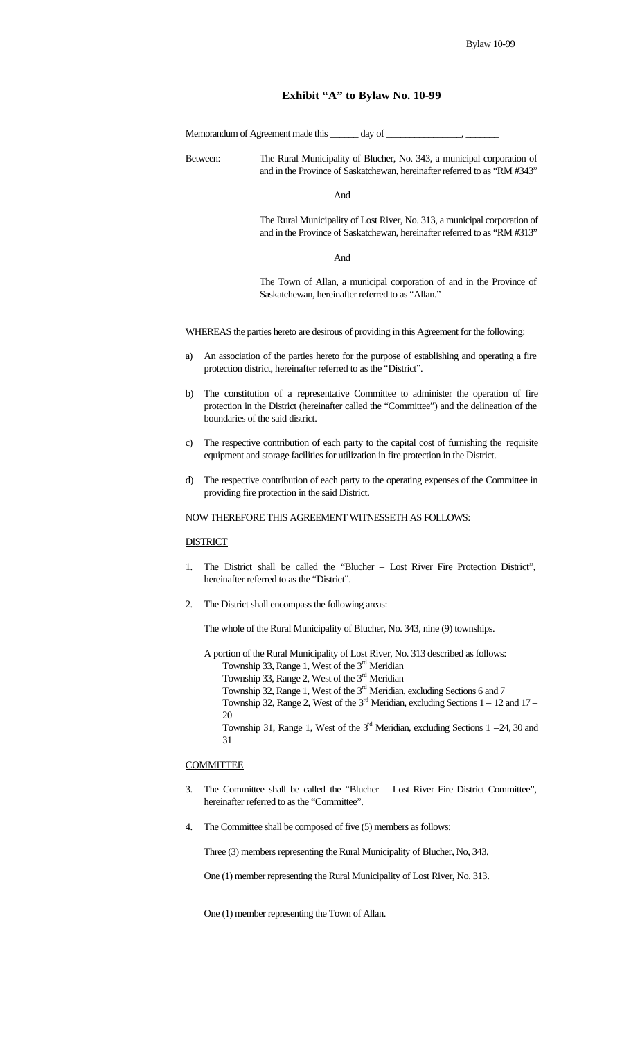# Exhibit "A" to Bylaw No. 10-99

Memorandum of Agreement made this ______ day of ________________, _______

Between: The Rural Municipality of Blucher, No. 343, a municipal corporation of and in the Province of Saskatchewan, hereinafter referred to as "RM #343"

And

The Rural Municipality of Lost River, No. 313, a municipal corporation of and in the Province of Saskatchewan, hereinafter referred to as "RM #313"

And

The Town of Allan, a municipal corporation of and in the Province of Saskatchewan, hereinafter referred to as "Allan."

WHEREAS the parties hereto are desirous of providing in this Agreement for the following:

a) An association of the parties hereto for the purpose of establishing and operating a fire protection district, hereinafter referred to as the "District".

b) The constitution of a representative Committee to administer the operation of fire protection in the District (hereinafter called the "Committee") and the delineation of the boundaries of the said district.

c) The respective contribution of each party to the capital cost of furnishing the requisite equipment and storage facilities for utilization in fire protection in the District.

d) The respective contribution of each party to the operating expenses of the Committee in providing fire protection in the said District.

NOW THEREFORE THIS AGREEMENT WITNESSETH AS FOLLOWS:

DISTRICT

1. The District shall be called the "Blucher – Lost River Fire Protection District", hereinafter referred to as the "District".

2. The District shall encompass the following areas:

   The whole of the Rural Municipality of Blucher, No. 343, nine (9) townships.

   A portion of the Rural Municipality of Lost River, No. 313 described as follows:
   - Township 33, Range 1, West of the 3rd Meridian
   - Township 33, Range 2, West of the 3rd Meridian
   - Township 32, Range 1, West of the 3rd Meridian, excluding Sections 6 and 7
   - Township 32, Range 2, West of the 3rd Meridian, excluding Sections 1 – 12 and 17 – 20
   - Township 31, Range 1, West of the 3rd Meridian, excluding Sections 1 –24, 30 and 31

COMMITTEE

3. The Committee shall be called the "Blucher – Lost River Fire District Committee", hereinafter referred to as the "Committee".

4. The Committee shall be composed of five (5) members as follows:

   Three (3) members representing the Rural Municipality of Blucher, No, 343.

   One (1) member representing the Rural Municipality of Lost River, No. 313.

   One (1) member representing the Town of Allan.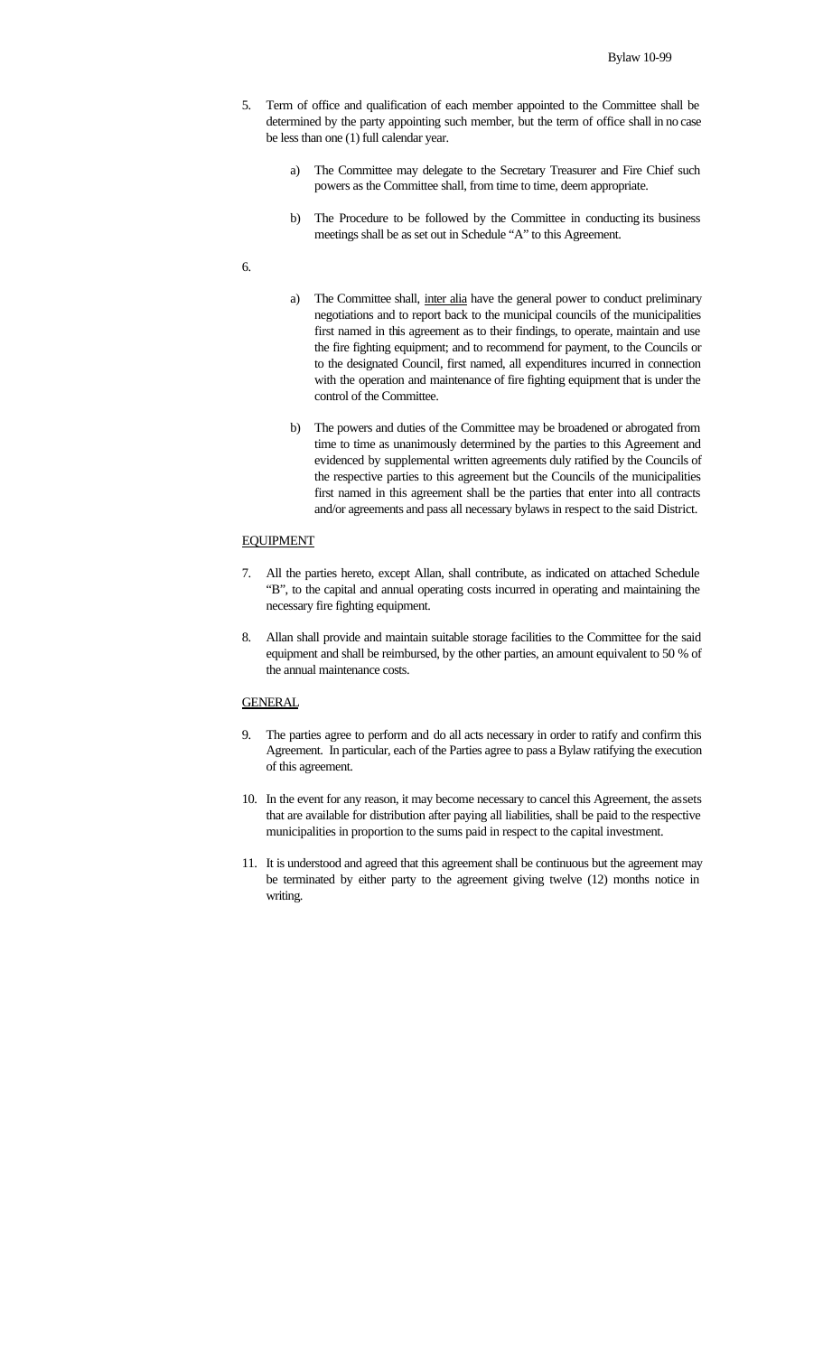5. Term of office and qualification of each member appointed to the Committee shall be determined by the party appointing such member, but the term of office shall in no case be less than one (1) full calendar year.

   a) The Committee may delegate to the Secretary Treasurer and Fire Chief such powers as the Committee shall, from time to time, deem appropriate.

   b) The Procedure to be followed by the Committee in conducting its business meetings shall be as set out in Schedule "A" to this Agreement.

6.

   a) The Committee shall, inter alia have the general power to conduct preliminary negotiations and to report back to the municipal councils of the municipalities first named in this agreement as to their findings, to operate, maintain and use the fire fighting equipment; and to recommend for payment, to the Councils or to the designated Council, first named, all expenditures incurred in connection with the operation and maintenance of fire fighting equipment that is under the control of the Committee.

   b) The powers and duties of the Committee may be broadened or abrogated from time to time as unanimously determined by the parties to this Agreement and evidenced by supplemental written agreements duly ratified by the Councils of the respective parties to this agreement but the Councils of the municipalities first named in this agreement shall be the parties that enter into all contracts and/or agreements and pass all necessary bylaws in respect to the said District.

EQUIPMENT

7. All the parties hereto, except Allan, shall contribute, as indicated on attached Schedule "B", to the capital and annual operating costs incurred in operating and maintaining the necessary fire fighting equipment.

8. Allan shall provide and maintain suitable storage facilities to the Committee for the said equipment and shall be reimbursed, by the other parties, an amount equivalent to 50 % of the annual maintenance costs.

GENERAL

9. The parties agree to perform and do all acts necessary in order to ratify and confirm this Agreement. In particular, each of the Parties agree to pass a Bylaw ratifying the execution of this agreement.

10. In the event for any reason, it may become necessary to cancel this Agreement, the assets that are available for distribution after paying all liabilities, shall be paid to the respective municipalities in proportion to the sums paid in respect to the capital investment.

11. It is understood and agreed that this agreement shall be continuous but the agreement may be terminated by either party to the agreement giving twelve (12) months notice in writing.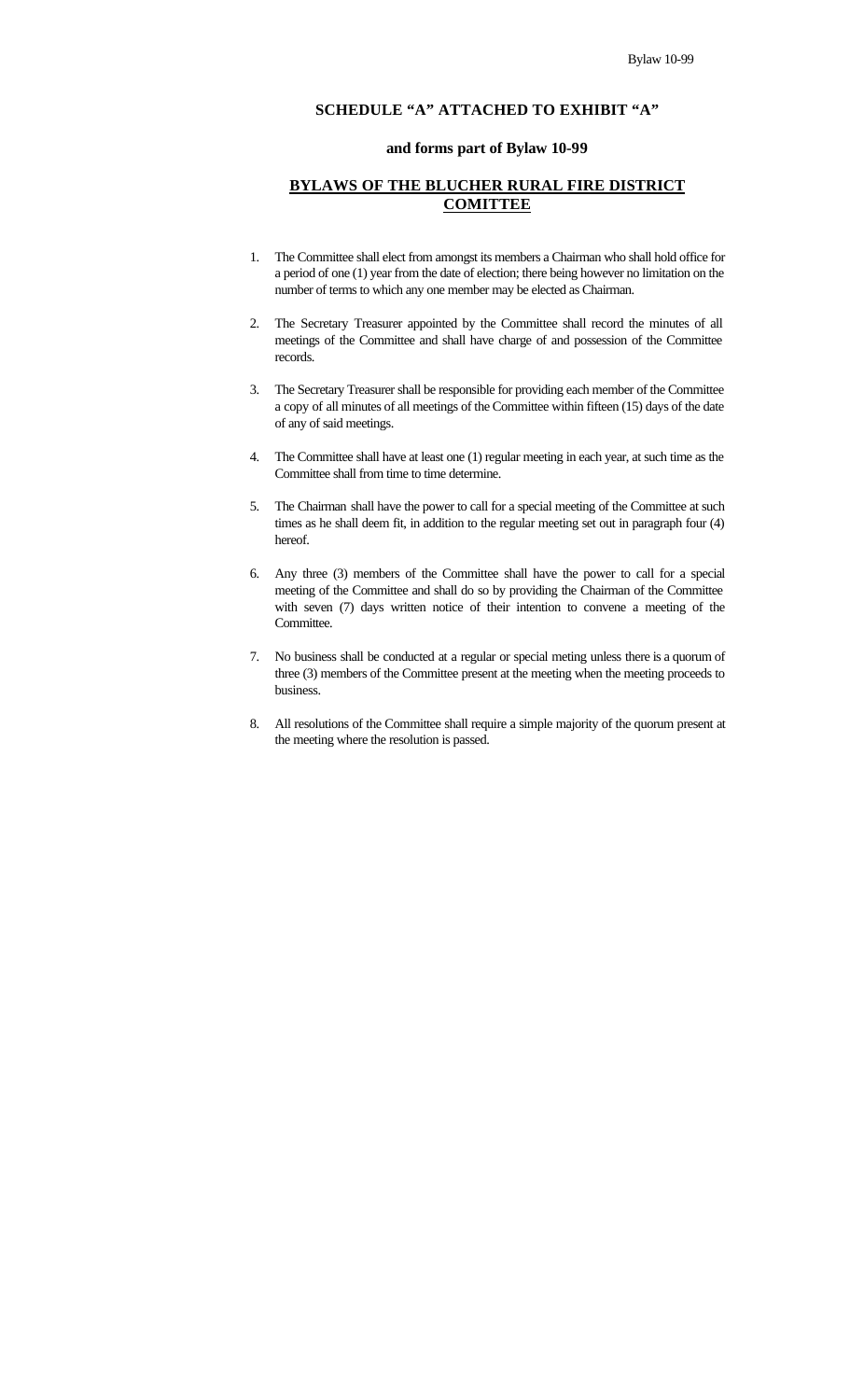**SCHEDULE "A" ATTACHED TO EXHIBIT "A"**

**and forms part of Bylaw 10-99**

## BYLAWS OF THE BLUCHER RURAL FIRE DISTRICT COMITTEE

1. The Committee shall elect from amongst its members a Chairman who shall hold office for a period of one (1) year from the date of election; there being however no limitation on the number of terms to which any one member may be elected as Chairman.

2. The Secretary Treasurer appointed by the Committee shall record the minutes of all meetings of the Committee and shall have charge of and possession of the Committee records.

3. The Secretary Treasurer shall be responsible for providing each member of the Committee a copy of all minutes of all meetings of the Committee within fifteen (15) days of the date of any of said meetings.

4. The Committee shall have at least one (1) regular meeting in each year, at such time as the Committee shall from time to time determine.

5. The Chairman shall have the power to call for a special meeting of the Committee at such times as he shall deem fit, in addition to the regular meeting set out in paragraph four (4) hereof.

6. Any three (3) members of the Committee shall have the power to call for a special meeting of the Committee and shall do so by providing the Chairman of the Committee with seven (7) days written notice of their intention to convene a meeting of the Committee.

7. No business shall be conducted at a regular or special meting unless there is a quorum of three (3) members of the Committee present at the meeting when the meeting proceeds to business.

8. All resolutions of the Committee shall require a simple majority of the quorum present at the meeting where the resolution is passed.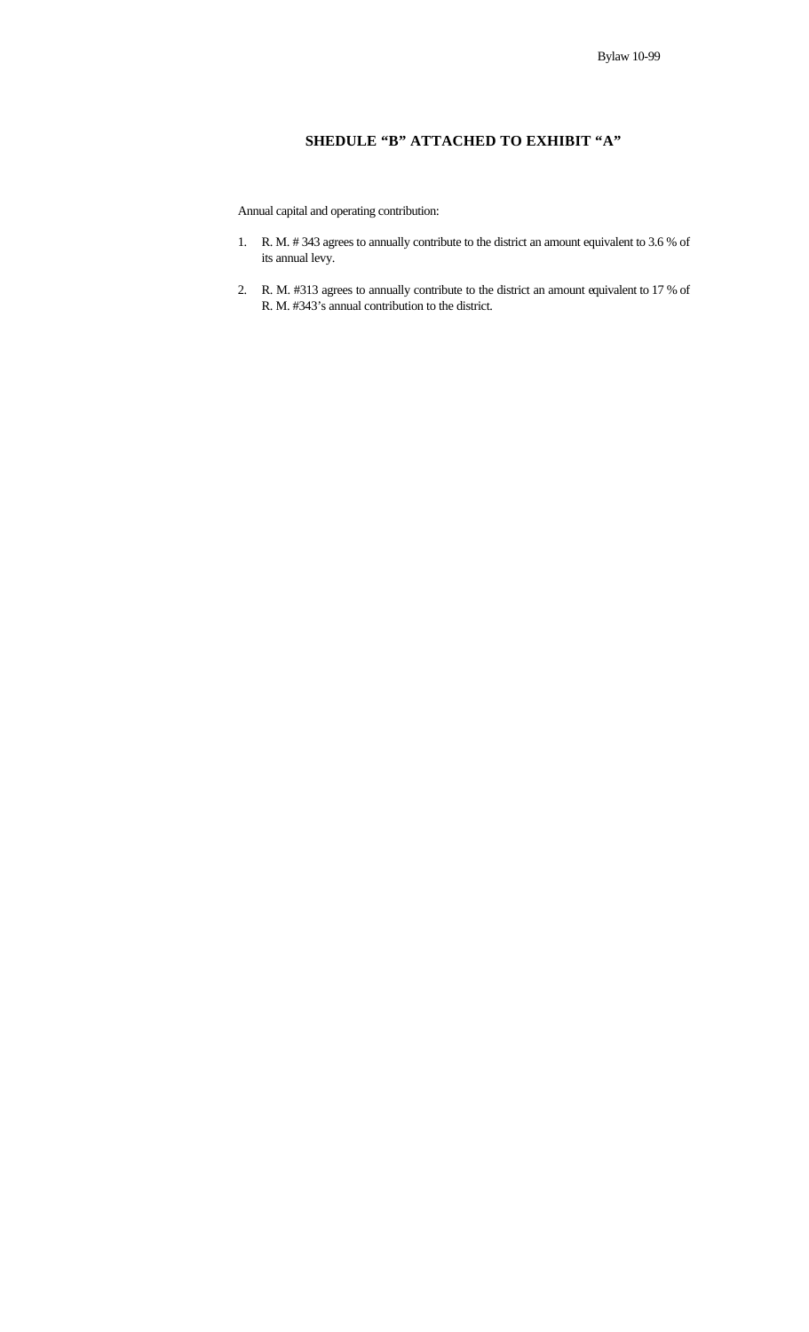## SHEDULE "B" ATTACHED TO EXHIBIT "A"

Annual capital and operating contribution:

1. R. M. # 343 agrees to annually contribute to the district an amount equivalent to 3.6 % of its annual levy.

2. R. M. #313 agrees to annually contribute to the district an amount equivalent to 17 % of R. M. #343's annual contribution to the district.